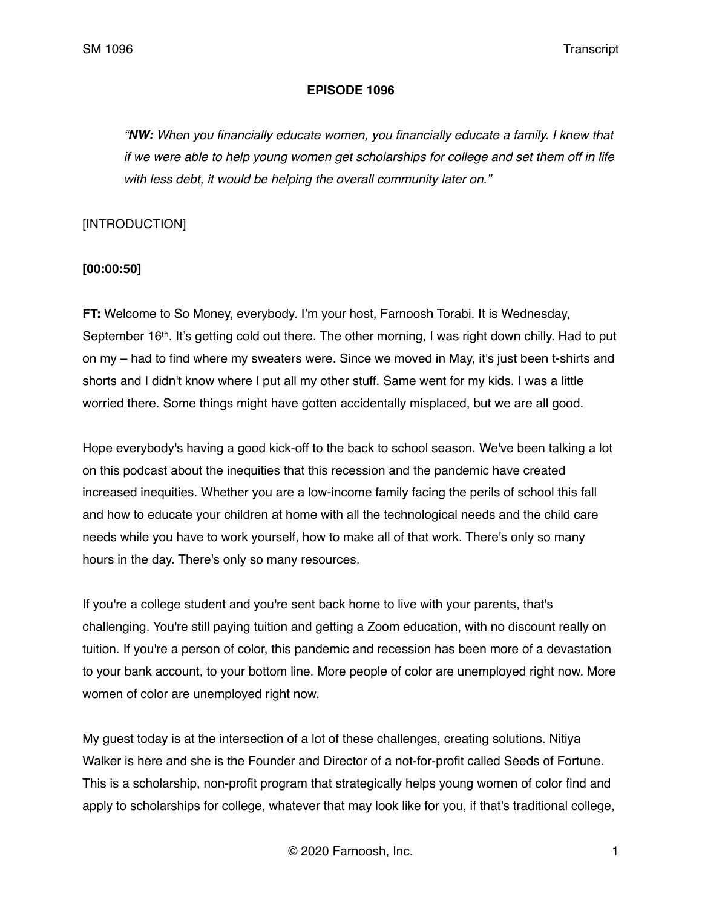**EPISODE 1096**

> "**NW:** *When you financially educate women, you financially educate a family. I knew that if we were able to help young women get scholarships for college and set them off in life with less debt, it would be helping the overall community later on."*

[INTRODUCTION]

**[00:00:50]**

**FT:** Welcome to So Money, everybody. I'm your host, Farnoosh Torabi. It is Wednesday, September 16th. It's getting cold out there. The other morning, I was right down chilly. Had to put on my – had to find where my sweaters were. Since we moved in May, it's just been t-shirts and shorts and I didn't know where I put all my other stuff. Same went for my kids. I was a little worried there. Some things might have gotten accidentally misplaced, but we are all good.

Hope everybody's having a good kick-off to the back to school season. We've been talking a lot on this podcast about the inequities that this recession and the pandemic have created increased inequities. Whether you are a low-income family facing the perils of school this fall and how to educate your children at home with all the technological needs and the child care needs while you have to work yourself, how to make all of that work. There's only so many hours in the day. There's only so many resources.

If you're a college student and you're sent back home to live with your parents, that's challenging. You're still paying tuition and getting a Zoom education, with no discount really on tuition. If you're a person of color, this pandemic and recession has been more of a devastation to your bank account, to your bottom line. More people of color are unemployed right now. More women of color are unemployed right now.

My guest today is at the intersection of a lot of these challenges, creating solutions. Nitiya Walker is here and she is the Founder and Director of a not-for-profit called Seeds of Fortune. This is a scholarship, non-profit program that strategically helps young women of color find and apply to scholarships for college, whatever that may look like for you, if that's traditional college,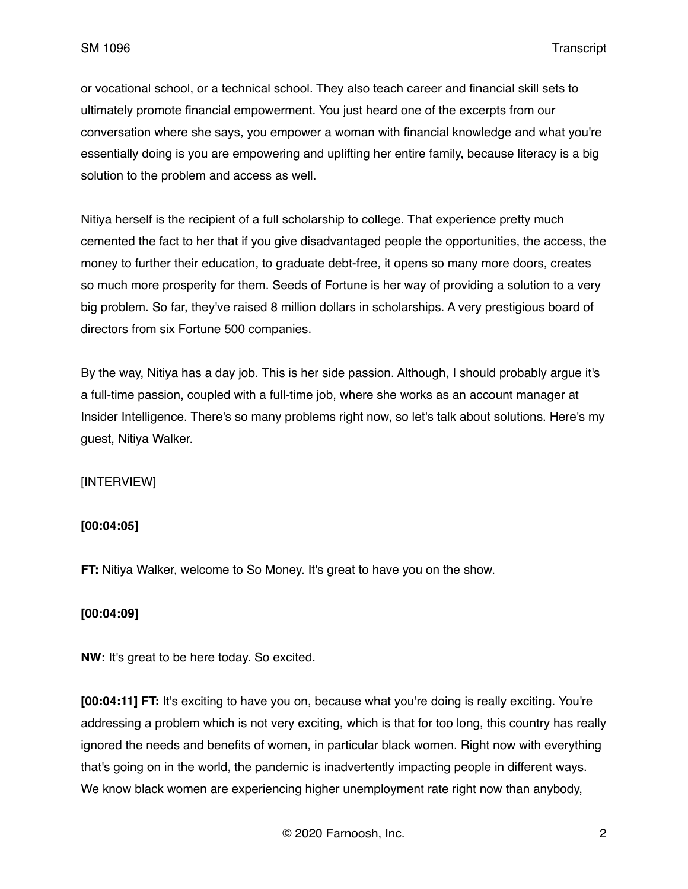or vocational school, or a technical school. They also teach career and financial skill sets to ultimately promote financial empowerment. You just heard one of the excerpts from our conversation where she says, you empower a woman with financial knowledge and what you're essentially doing is you are empowering and uplifting her entire family, because literacy is a big solution to the problem and access as well.

Nitiya herself is the recipient of a full scholarship to college. That experience pretty much cemented the fact to her that if you give disadvantaged people the opportunities, the access, the money to further their education, to graduate debt-free, it opens so many more doors, creates so much more prosperity for them. Seeds of Fortune is her way of providing a solution to a very big problem. So far, they've raised 8 million dollars in scholarships. A very prestigious board of directors from six Fortune 500 companies.

By the way, Nitiya has a day job. This is her side passion. Although, I should probably argue it's a full-time passion, coupled with a full-time job, where she works as an account manager at Insider Intelligence. There's so many problems right now, so let's talk about solutions. Here's my guest, Nitiya Walker.

[INTERVIEW]

**[00:04:05]**

**FT:** Nitiya Walker, welcome to So Money. It's great to have you on the show.

**[00:04:09]**

**NW:** It's great to be here today. So excited.

**[00:04:11] FT:** It's exciting to have you on, because what you're doing is really exciting. You're addressing a problem which is not very exciting, which is that for too long, this country has really ignored the needs and benefits of women, in particular black women. Right now with everything that's going on in the world, the pandemic is inadvertently impacting people in different ways. We know black women are experiencing higher unemployment rate right now than anybody,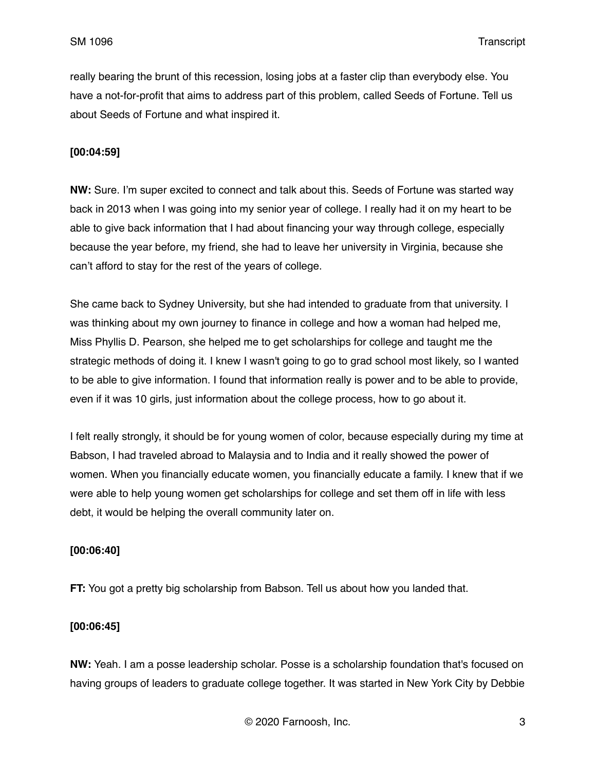really bearing the brunt of this recession, losing jobs at a faster clip than everybody else. You have a not-for-profit that aims to address part of this problem, called Seeds of Fortune. Tell us about Seeds of Fortune and what inspired it.

**[00:04:59]**

**NW:** Sure. I'm super excited to connect and talk about this. Seeds of Fortune was started way back in 2013 when I was going into my senior year of college. I really had it on my heart to be able to give back information that I had about financing your way through college, especially because the year before, my friend, she had to leave her university in Virginia, because she can't afford to stay for the rest of the years of college.

She came back to Sydney University, but she had intended to graduate from that university. I was thinking about my own journey to finance in college and how a woman had helped me, Miss Phyllis D. Pearson, she helped me to get scholarships for college and taught me the strategic methods of doing it. I knew I wasn't going to go to grad school most likely, so I wanted to be able to give information. I found that information really is power and to be able to provide, even if it was 10 girls, just information about the college process, how to go about it.

I felt really strongly, it should be for young women of color, because especially during my time at Babson, I had traveled abroad to Malaysia and to India and it really showed the power of women. When you financially educate women, you financially educate a family. I knew that if we were able to help young women get scholarships for college and set them off in life with less debt, it would be helping the overall community later on.

**[00:06:40]**

**FT:** You got a pretty big scholarship from Babson. Tell us about how you landed that.

**[00:06:45]**

**NW:** Yeah. I am a posse leadership scholar. Posse is a scholarship foundation that's focused on having groups of leaders to graduate college together. It was started in New York City by Debbie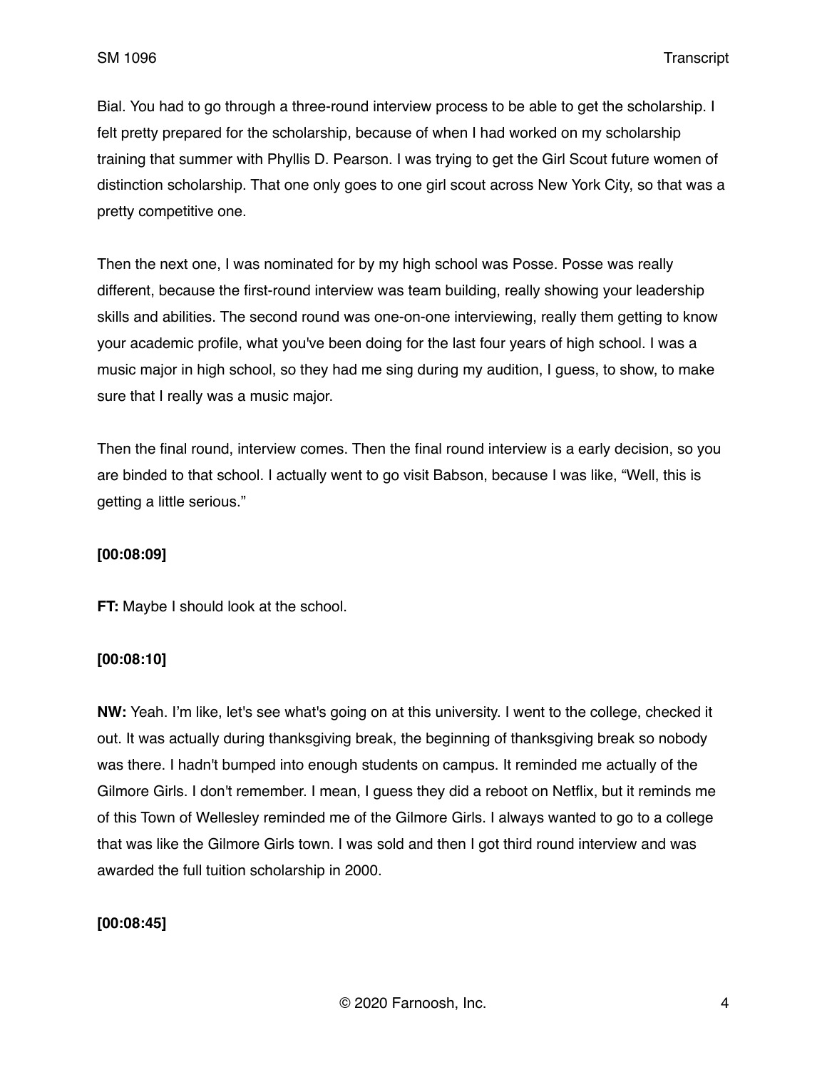Bial. You had to go through a three-round interview process to be able to get the scholarship. I felt pretty prepared for the scholarship, because of when I had worked on my scholarship training that summer with Phyllis D. Pearson. I was trying to get the Girl Scout future women of distinction scholarship. That one only goes to one girl scout across New York City, so that was a pretty competitive one.

Then the next one, I was nominated for by my high school was Posse. Posse was really different, because the first-round interview was team building, really showing your leadership skills and abilities. The second round was one-on-one interviewing, really them getting to know your academic profile, what you've been doing for the last four years of high school. I was a music major in high school, so they had me sing during my audition, I guess, to show, to make sure that I really was a music major.

Then the final round, interview comes. Then the final round interview is a early decision, so you are binded to that school. I actually went to go visit Babson, because I was like, "Well, this is getting a little serious."

**[00:08:09]**

**FT:** Maybe I should look at the school.

**[00:08:10]**

**NW:** Yeah. I'm like, let's see what's going on at this university. I went to the college, checked it out. It was actually during thanksgiving break, the beginning of thanksgiving break so nobody was there. I hadn't bumped into enough students on campus. It reminded me actually of the Gilmore Girls. I don't remember. I mean, I guess they did a reboot on Netflix, but it reminds me of this Town of Wellesley reminded me of the Gilmore Girls. I always wanted to go to a college that was like the Gilmore Girls town. I was sold and then I got third round interview and was awarded the full tuition scholarship in 2000.

**[00:08:45]**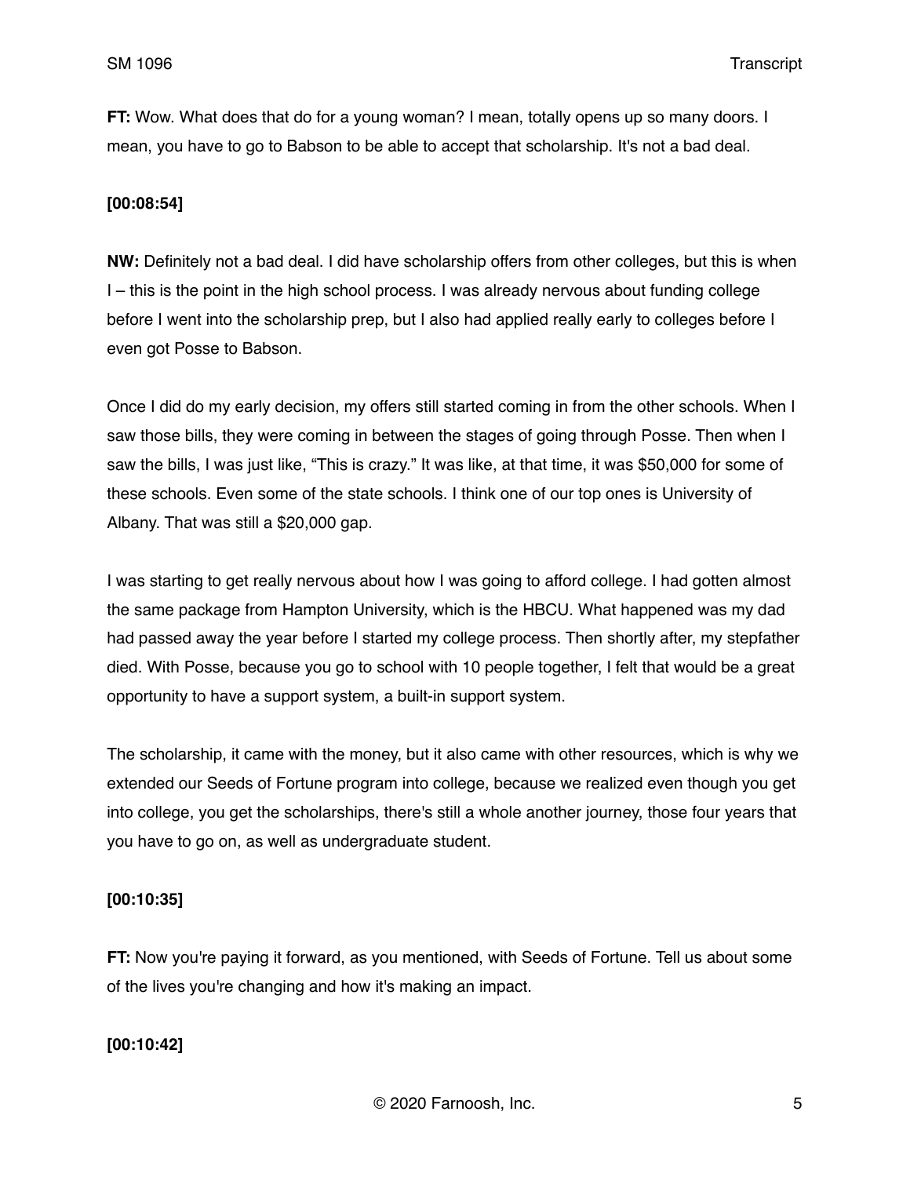**FT:** Wow. What does that do for a young woman? I mean, totally opens up so many doors. I mean, you have to go to Babson to be able to accept that scholarship. It's not a bad deal.

**[00:08:54]**

**NW:** Definitely not a bad deal. I did have scholarship offers from other colleges, but this is when I – this is the point in the high school process. I was already nervous about funding college before I went into the scholarship prep, but I also had applied really early to colleges before I even got Posse to Babson.

Once I did do my early decision, my offers still started coming in from the other schools. When I saw those bills, they were coming in between the stages of going through Posse. Then when I saw the bills, I was just like, "This is crazy." It was like, at that time, it was $50,000 for some of these schools. Even some of the state schools. I think one of our top ones is University of Albany. That was still a $20,000 gap.

I was starting to get really nervous about how I was going to afford college. I had gotten almost the same package from Hampton University, which is the HBCU. What happened was my dad had passed away the year before I started my college process. Then shortly after, my stepfather died. With Posse, because you go to school with 10 people together, I felt that would be a great opportunity to have a support system, a built-in support system.

The scholarship, it came with the money, but it also came with other resources, which is why we extended our Seeds of Fortune program into college, because we realized even though you get into college, you get the scholarships, there's still a whole another journey, those four years that you have to go on, as well as undergraduate student.

**[00:10:35]**

**FT:** Now you're paying it forward, as you mentioned, with Seeds of Fortune. Tell us about some of the lives you're changing and how it's making an impact.

**[00:10:42]**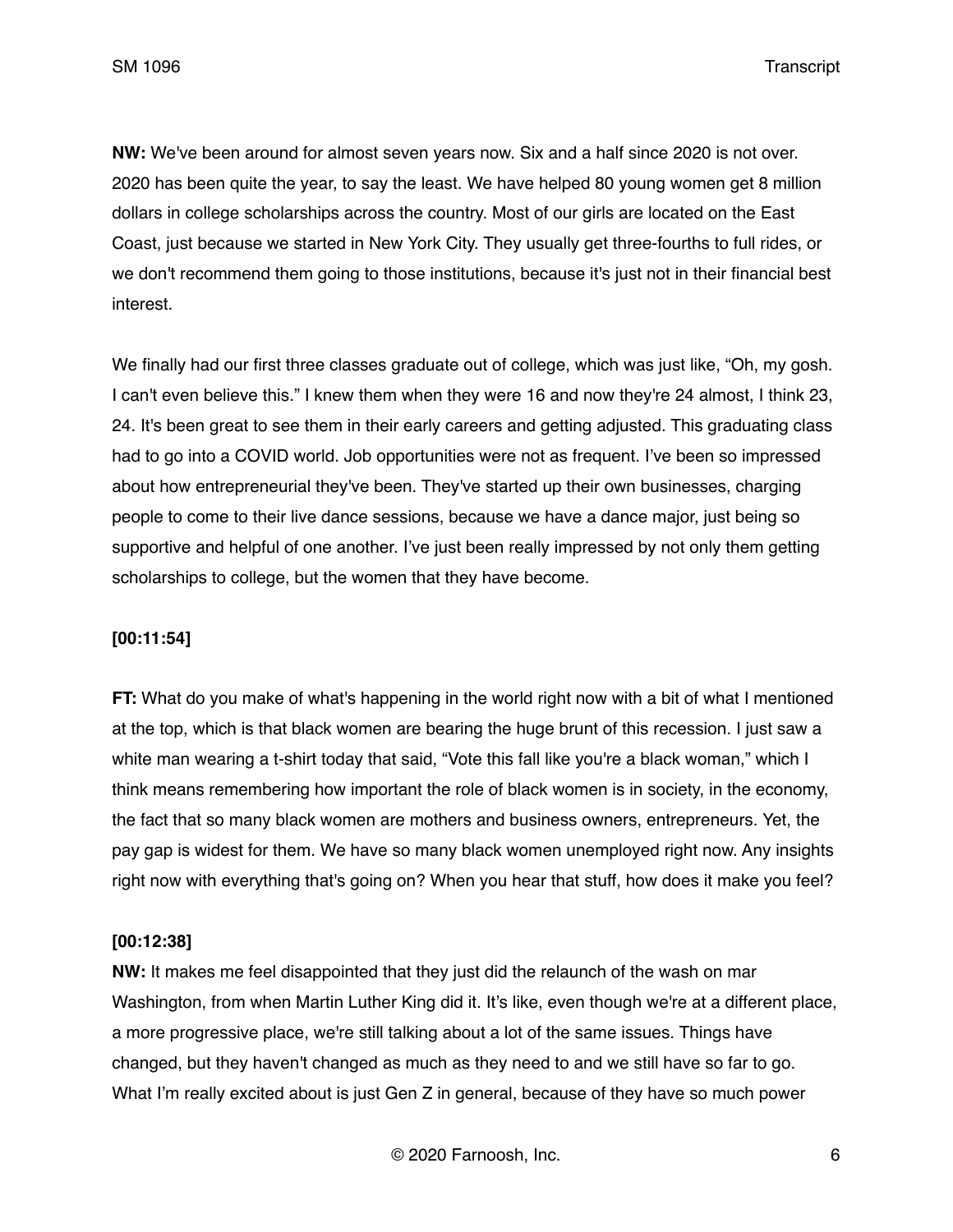**NW:** We've been around for almost seven years now. Six and a half since 2020 is not over. 2020 has been quite the year, to say the least. We have helped 80 young women get 8 million dollars in college scholarships across the country. Most of our girls are located on the East Coast, just because we started in New York City. They usually get three-fourths to full rides, or we don't recommend them going to those institutions, because it's just not in their financial best interest.

We finally had our first three classes graduate out of college, which was just like, "Oh, my gosh. I can't even believe this." I knew them when they were 16 and now they're 24 almost, I think 23, 24. It's been great to see them in their early careers and getting adjusted. This graduating class had to go into a COVID world. Job opportunities were not as frequent. I've been so impressed about how entrepreneurial they've been. They've started up their own businesses, charging people to come to their live dance sessions, because we have a dance major, just being so supportive and helpful of one another. I've just been really impressed by not only them getting scholarships to college, but the women that they have become.

**[00:11:54]**

**FT:** What do you make of what's happening in the world right now with a bit of what I mentioned at the top, which is that black women are bearing the huge brunt of this recession. I just saw a white man wearing a t-shirt today that said, "Vote this fall like you're a black woman," which I think means remembering how important the role of black women is in society, in the economy, the fact that so many black women are mothers and business owners, entrepreneurs. Yet, the pay gap is widest for them. We have so many black women unemployed right now. Any insights right now with everything that's going on? When you hear that stuff, how does it make you feel?

**[00:12:38]**

**NW:** It makes me feel disappointed that they just did the relaunch of the wash on mar Washington, from when Martin Luther King did it. It's like, even though we're at a different place, a more progressive place, we're still talking about a lot of the same issues. Things have changed, but they haven't changed as much as they need to and we still have so far to go. What I'm really excited about is just Gen Z in general, because of they have so much power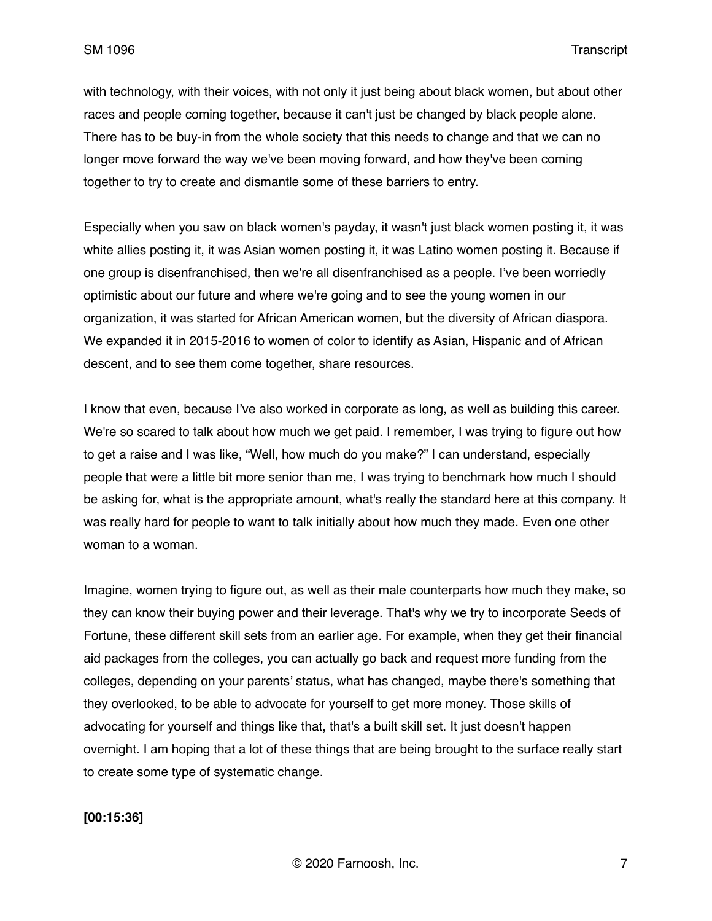with technology, with their voices, with not only it just being about black women, but about other races and people coming together, because it can't just be changed by black people alone. There has to be buy-in from the whole society that this needs to change and that we can no longer move forward the way we've been moving forward, and how they've been coming together to try to create and dismantle some of these barriers to entry.

Especially when you saw on black women's payday, it wasn't just black women posting it, it was white allies posting it, it was Asian women posting it, it was Latino women posting it. Because if one group is disenfranchised, then we're all disenfranchised as a people. I've been worriedly optimistic about our future and where we're going and to see the young women in our organization, it was started for African American women, but the diversity of African diaspora. We expanded it in 2015-2016 to women of color to identify as Asian, Hispanic and of African descent, and to see them come together, share resources.

I know that even, because I've also worked in corporate as long, as well as building this career. We're so scared to talk about how much we get paid. I remember, I was trying to figure out how to get a raise and I was like, "Well, how much do you make?" I can understand, especially people that were a little bit more senior than me, I was trying to benchmark how much I should be asking for, what is the appropriate amount, what's really the standard here at this company. It was really hard for people to want to talk initially about how much they made. Even one other woman to a woman.

Imagine, women trying to figure out, as well as their male counterparts how much they make, so they can know their buying power and their leverage. That's why we try to incorporate Seeds of Fortune, these different skill sets from an earlier age. For example, when they get their financial aid packages from the colleges, you can actually go back and request more funding from the colleges, depending on your parents' status, what has changed, maybe there's something that they overlooked, to be able to advocate for yourself to get more money. Those skills of advocating for yourself and things like that, that's a built skill set. It just doesn't happen overnight. I am hoping that a lot of these things that are being brought to the surface really start to create some type of systematic change.

**[00:15:36]**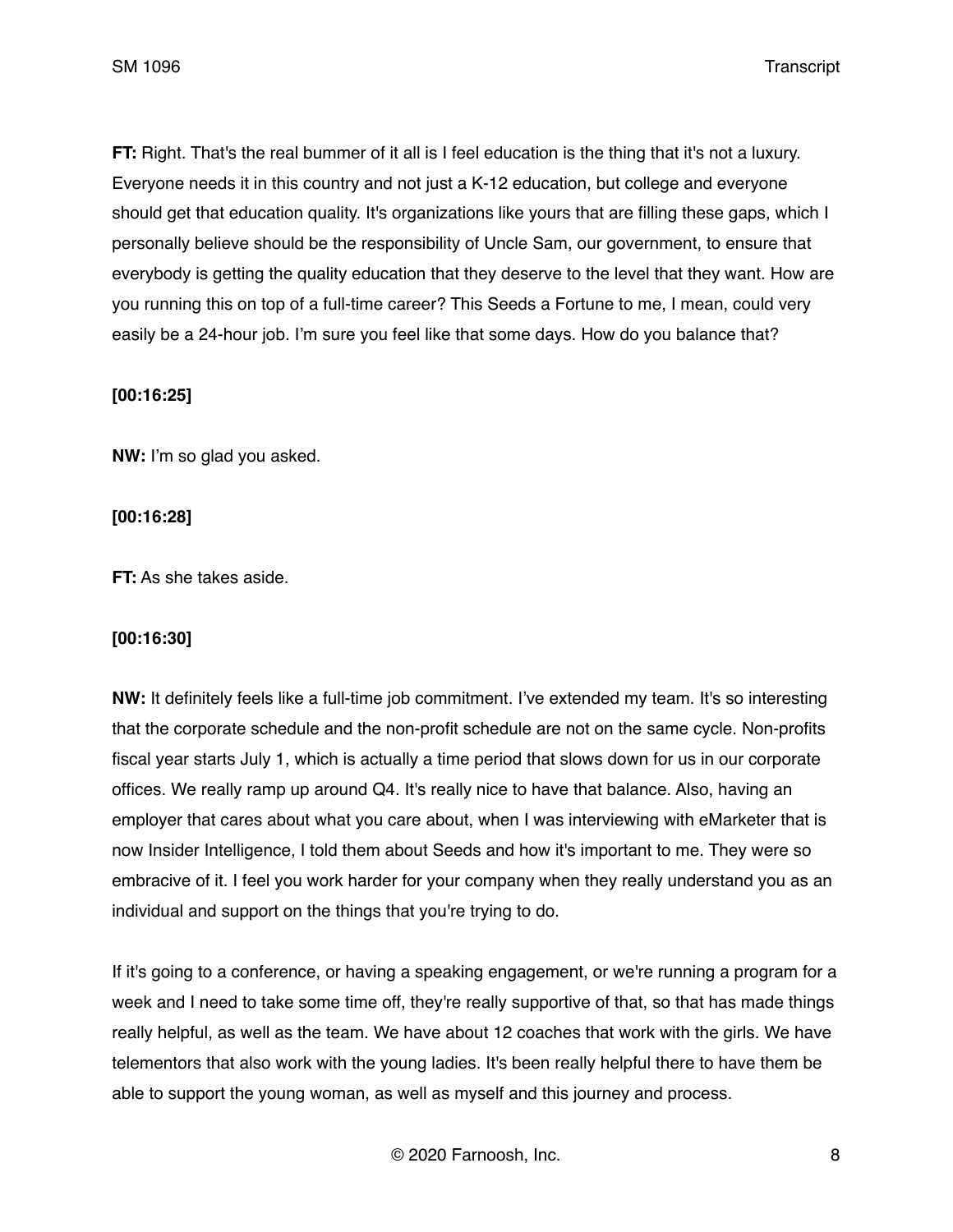**FT:** Right. That's the real bummer of it all is I feel education is the thing that it's not a luxury. Everyone needs it in this country and not just a K-12 education, but college and everyone should get that education quality. It's organizations like yours that are filling these gaps, which I personally believe should be the responsibility of Uncle Sam, our government, to ensure that everybody is getting the quality education that they deserve to the level that they want. How are you running this on top of a full-time career? This Seeds a Fortune to me, I mean, could very easily be a 24-hour job. I'm sure you feel like that some days. How do you balance that?

**[00:16:25]**

**NW:** I'm so glad you asked.

**[00:16:28]**

**FT:** As she takes aside.

**[00:16:30]**

**NW:** It definitely feels like a full-time job commitment. I've extended my team. It's so interesting that the corporate schedule and the non-profit schedule are not on the same cycle. Non-profits fiscal year starts July 1, which is actually a time period that slows down for us in our corporate offices. We really ramp up around Q4. It's really nice to have that balance. Also, having an employer that cares about what you care about, when I was interviewing with eMarketer that is now Insider Intelligence, I told them about Seeds and how it's important to me. They were so embracive of it. I feel you work harder for your company when they really understand you as an individual and support on the things that you're trying to do.

If it's going to a conference, or having a speaking engagement, or we're running a program for a week and I need to take some time off, they're really supportive of that, so that has made things really helpful, as well as the team. We have about 12 coaches that work with the girls. We have telementors that also work with the young ladies. It's been really helpful there to have them be able to support the young woman, as well as myself and this journey and process.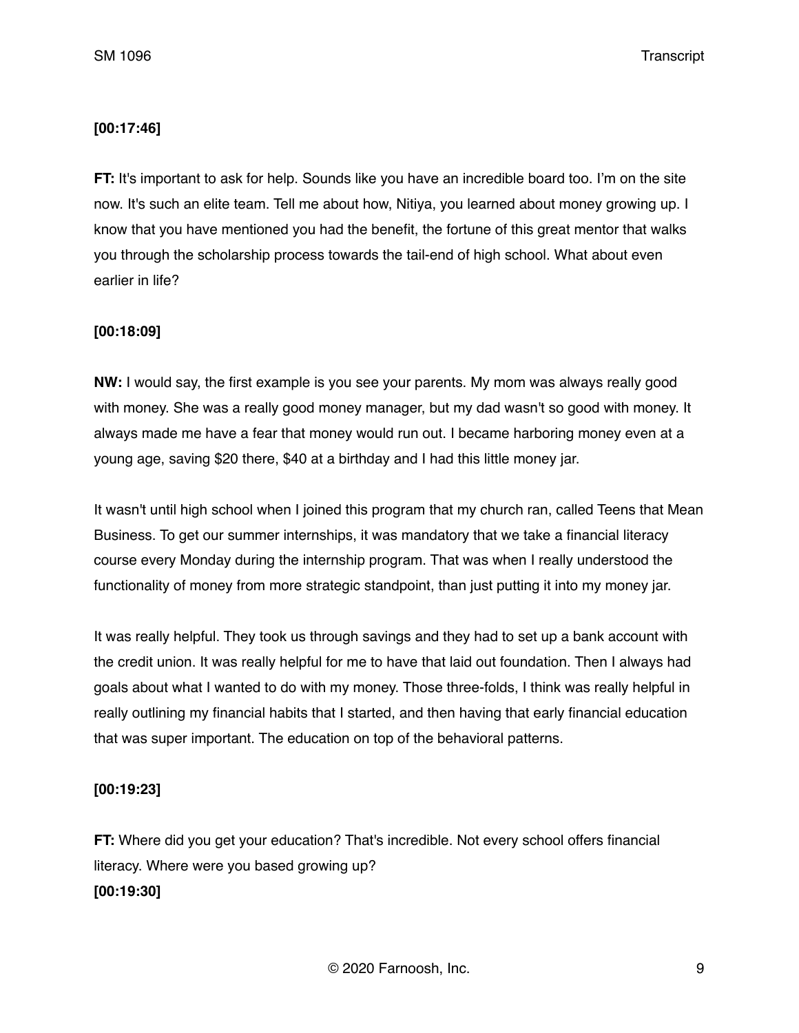**[00:17:46]**

**FT:** It's important to ask for help. Sounds like you have an incredible board too. I'm on the site now. It's such an elite team. Tell me about how, Nitiya, you learned about money growing up. I know that you have mentioned you had the benefit, the fortune of this great mentor that walks you through the scholarship process towards the tail-end of high school. What about even earlier in life?

**[00:18:09]**

**NW:** I would say, the first example is you see your parents. My mom was always really good with money. She was a really good money manager, but my dad wasn't so good with money. It always made me have a fear that money would run out. I became harboring money even at a young age, saving $20 there, $40 at a birthday and I had this little money jar.

It wasn't until high school when I joined this program that my church ran, called Teens that Mean Business. To get our summer internships, it was mandatory that we take a financial literacy course every Monday during the internship program. That was when I really understood the functionality of money from more strategic standpoint, than just putting it into my money jar.

It was really helpful. They took us through savings and they had to set up a bank account with the credit union. It was really helpful for me to have that laid out foundation. Then I always had goals about what I wanted to do with my money. Those three-folds, I think was really helpful in really outlining my financial habits that I started, and then having that early financial education that was super important. The education on top of the behavioral patterns.

**[00:19:23]**

**FT:** Where did you get your education? That's incredible. Not every school offers financial literacy. Where were you based growing up?

**[00:19:30]**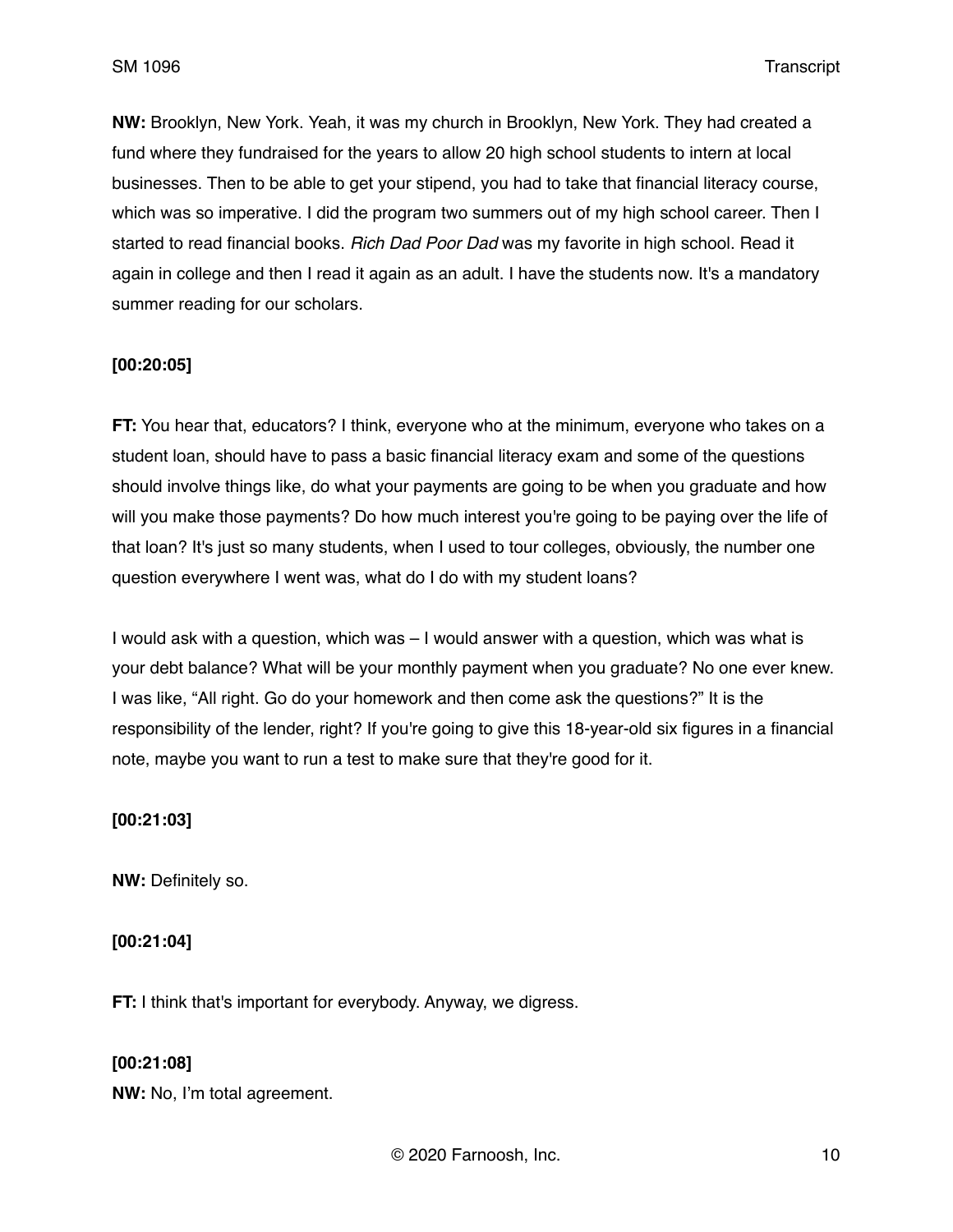**NW:** Brooklyn, New York. Yeah, it was my church in Brooklyn, New York. They had created a fund where they fundraised for the years to allow 20 high school students to intern at local businesses. Then to be able to get your stipend, you had to take that financial literacy course, which was so imperative. I did the program two summers out of my high school career. Then I started to read financial books. *Rich Dad Poor Dad* was my favorite in high school. Read it again in college and then I read it again as an adult. I have the students now. It's a mandatory summer reading for our scholars.

**[00:20:05]**

**FT:** You hear that, educators? I think, everyone who at the minimum, everyone who takes on a student loan, should have to pass a basic financial literacy exam and some of the questions should involve things like, do what your payments are going to be when you graduate and how will you make those payments? Do how much interest you're going to be paying over the life of that loan? It's just so many students, when I used to tour colleges, obviously, the number one question everywhere I went was, what do I do with my student loans?

I would ask with a question, which was – I would answer with a question, which was what is your debt balance? What will be your monthly payment when you graduate? No one ever knew. I was like, "All right. Go do your homework and then come ask the questions?" It is the responsibility of the lender, right? If you're going to give this 18-year-old six figures in a financial note, maybe you want to run a test to make sure that they're good for it.

**[00:21:03]**

**NW:** Definitely so.

**[00:21:04]**

**FT:** I think that's important for everybody. Anyway, we digress.

**[00:21:08]**

**NW:** No, I'm total agreement.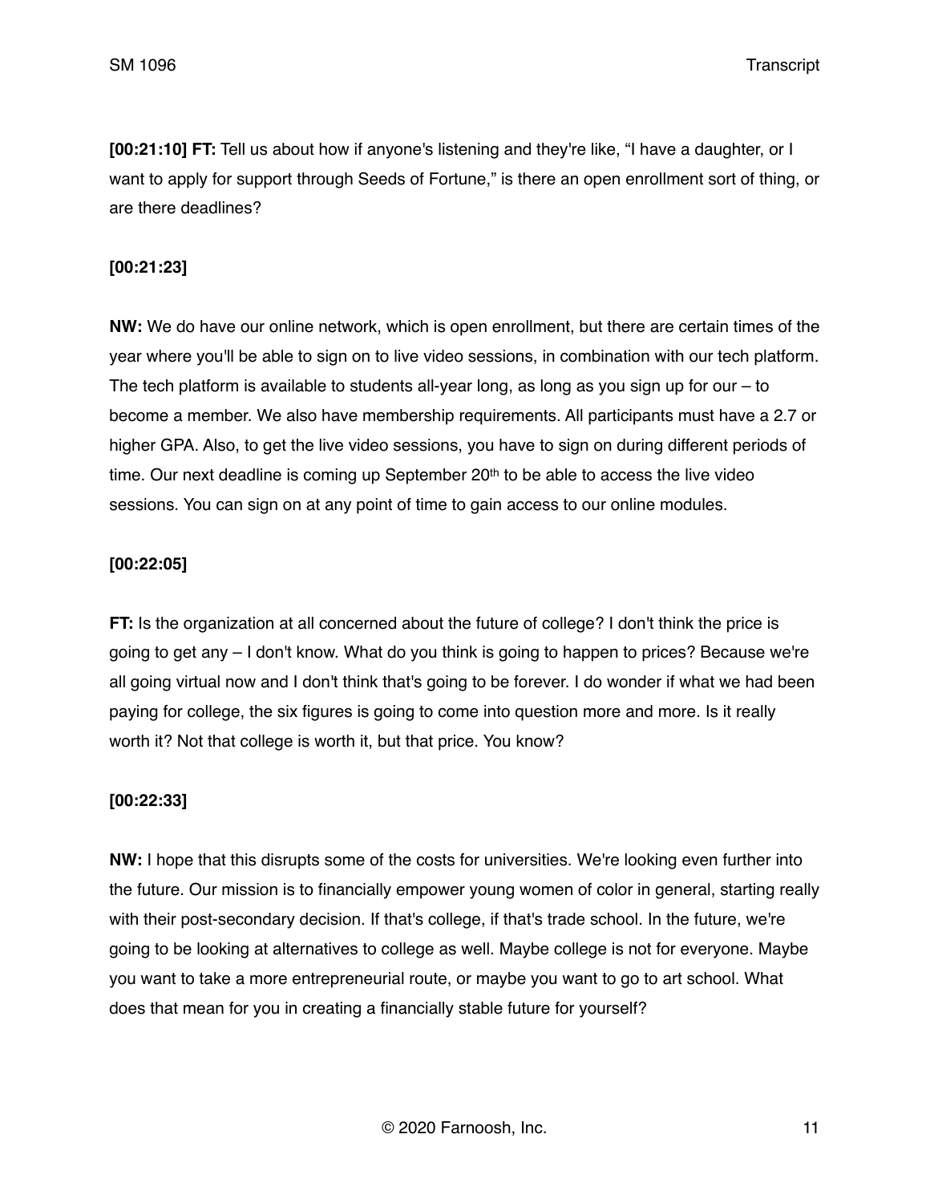**[00:21:10] FT:** Tell us about how if anyone's listening and they're like, "I have a daughter, or I want to apply for support through Seeds of Fortune," is there an open enrollment sort of thing, or are there deadlines?

**[00:21:23]**

**NW:** We do have our online network, which is open enrollment, but there are certain times of the year where you'll be able to sign on to live video sessions, in combination with our tech platform. The tech platform is available to students all-year long, as long as you sign up for our – to become a member. We also have membership requirements. All participants must have a 2.7 or higher GPA. Also, to get the live video sessions, you have to sign on during different periods of time. Our next deadline is coming up September 20th to be able to access the live video sessions. You can sign on at any point of time to gain access to our online modules.

**[00:22:05]**

**FT:** Is the organization at all concerned about the future of college? I don't think the price is going to get any – I don't know. What do you think is going to happen to prices? Because we're all going virtual now and I don't think that's going to be forever. I do wonder if what we had been paying for college, the six figures is going to come into question more and more. Is it really worth it? Not that college is worth it, but that price. You know?

**[00:22:33]**

**NW:** I hope that this disrupts some of the costs for universities. We're looking even further into the future. Our mission is to financially empower young women of color in general, starting really with their post-secondary decision. If that's college, if that's trade school. In the future, we're going to be looking at alternatives to college as well. Maybe college is not for everyone. Maybe you want to take a more entrepreneurial route, or maybe you want to go to art school. What does that mean for you in creating a financially stable future for yourself?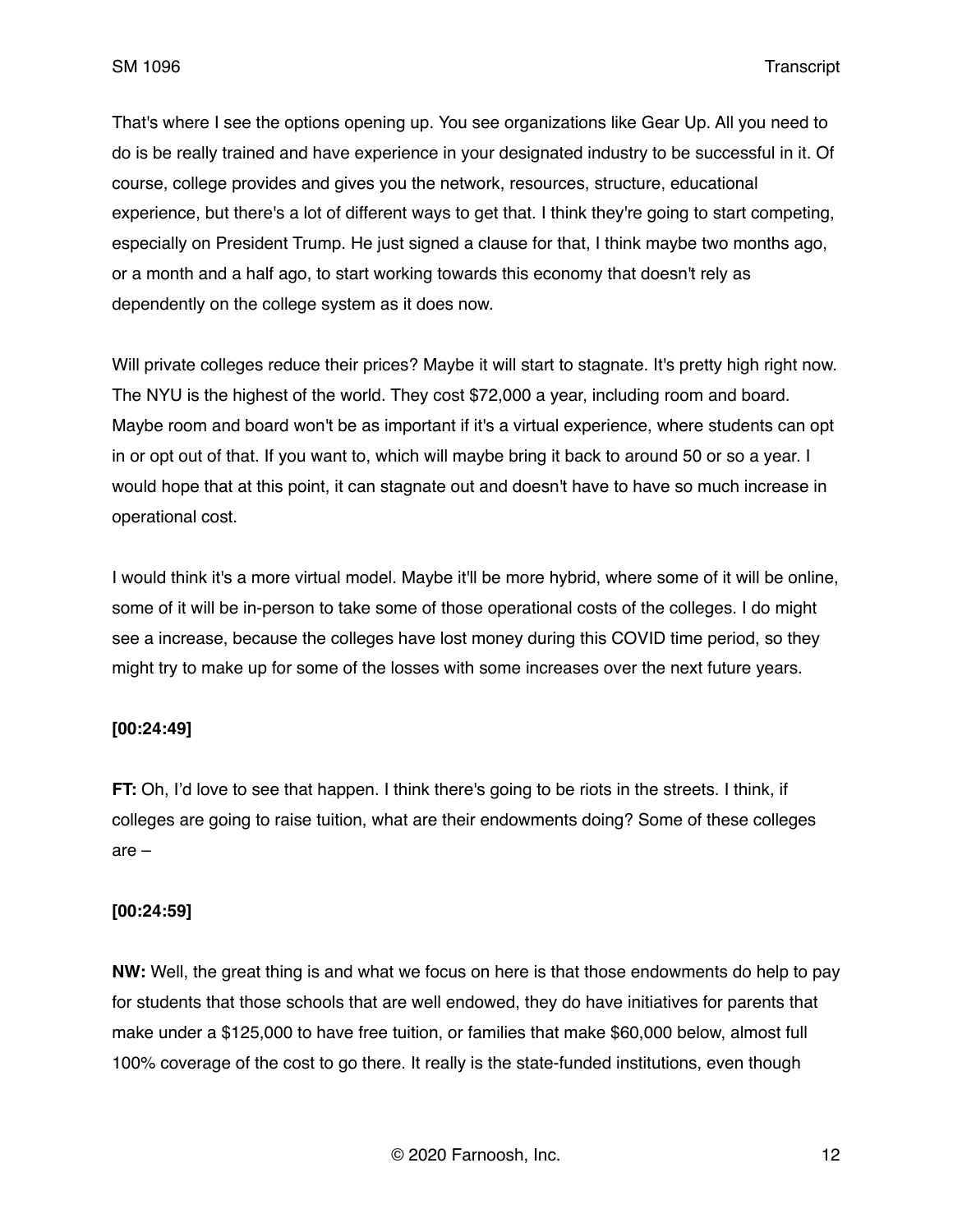That's where I see the options opening up. You see organizations like Gear Up. All you need to do is be really trained and have experience in your designated industry to be successful in it. Of course, college provides and gives you the network, resources, structure, educational experience, but there's a lot of different ways to get that. I think they're going to start competing, especially on President Trump. He just signed a clause for that, I think maybe two months ago, or a month and a half ago, to start working towards this economy that doesn't rely as dependently on the college system as it does now.

Will private colleges reduce their prices? Maybe it will start to stagnate. It's pretty high right now. The NYU is the highest of the world. They cost $72,000 a year, including room and board. Maybe room and board won't be as important if it's a virtual experience, where students can opt in or opt out of that. If you want to, which will maybe bring it back to around 50 or so a year. I would hope that at this point, it can stagnate out and doesn't have to have so much increase in operational cost.

I would think it's a more virtual model. Maybe it'll be more hybrid, where some of it will be online, some of it will be in-person to take some of those operational costs of the colleges. I do might see a increase, because the colleges have lost money during this COVID time period, so they might try to make up for some of the losses with some increases over the next future years.

**[00:24:49]**

**FT:** Oh, I'd love to see that happen. I think there's going to be riots in the streets. I think, if colleges are going to raise tuition, what are their endowments doing? Some of these colleges are –

**[00:24:59]**

**NW:** Well, the great thing is and what we focus on here is that those endowments do help to pay for students that those schools that are well endowed, they do have initiatives for parents that make under a $125,000 to have free tuition, or families that make $60,000 below, almost full 100% coverage of the cost to go there. It really is the state-funded institutions, even though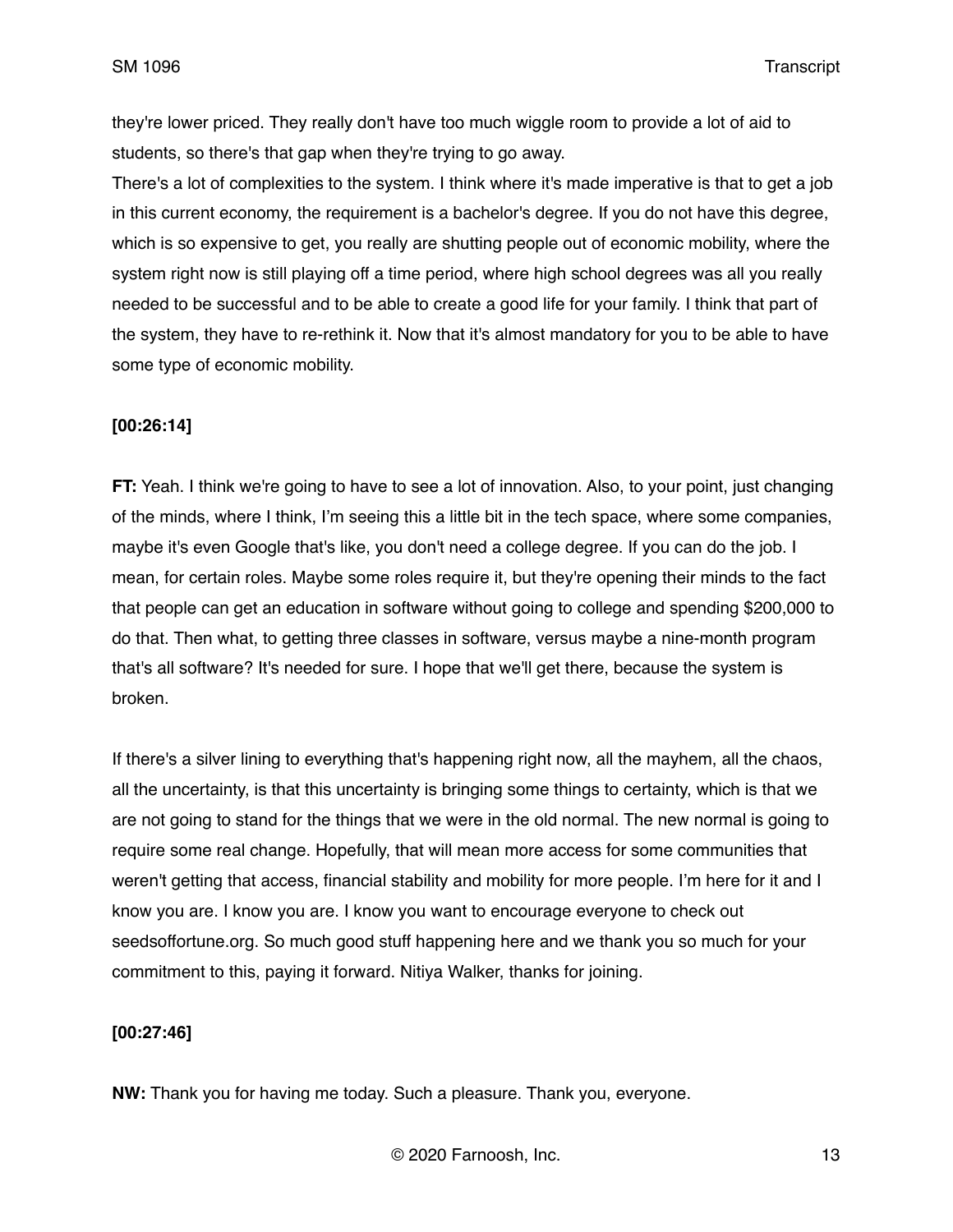they're lower priced. They really don't have too much wiggle room to provide a lot of aid to students, so there's that gap when they're trying to go away.
There's a lot of complexities to the system. I think where it's made imperative is that to get a job in this current economy, the requirement is a bachelor's degree. If you do not have this degree, which is so expensive to get, you really are shutting people out of economic mobility, where the system right now is still playing off a time period, where high school degrees was all you really needed to be successful and to be able to create a good life for your family. I think that part of the system, they have to re-rethink it. Now that it's almost mandatory for you to be able to have some type of economic mobility.

**[00:26:14]**

**FT:** Yeah. I think we're going to have to see a lot of innovation. Also, to your point, just changing of the minds, where I think, I'm seeing this a little bit in the tech space, where some companies, maybe it's even Google that's like, you don't need a college degree. If you can do the job. I mean, for certain roles. Maybe some roles require it, but they're opening their minds to the fact that people can get an education in software without going to college and spending $200,000 to do that. Then what, to getting three classes in software, versus maybe a nine-month program that's all software? It's needed for sure. I hope that we'll get there, because the system is broken.

If there's a silver lining to everything that's happening right now, all the mayhem, all the chaos, all the uncertainty, is that this uncertainty is bringing some things to certainty, which is that we are not going to stand for the things that we were in the old normal. The new normal is going to require some real change. Hopefully, that will mean more access for some communities that weren't getting that access, financial stability and mobility for more people. I'm here for it and I know you are. I know you are. I know you want to encourage everyone to check out seedsoffortune.org. So much good stuff happening here and we thank you so much for your commitment to this, paying it forward. Nitiya Walker, thanks for joining.

**[00:27:46]**

**NW:** Thank you for having me today. Such a pleasure. Thank you, everyone.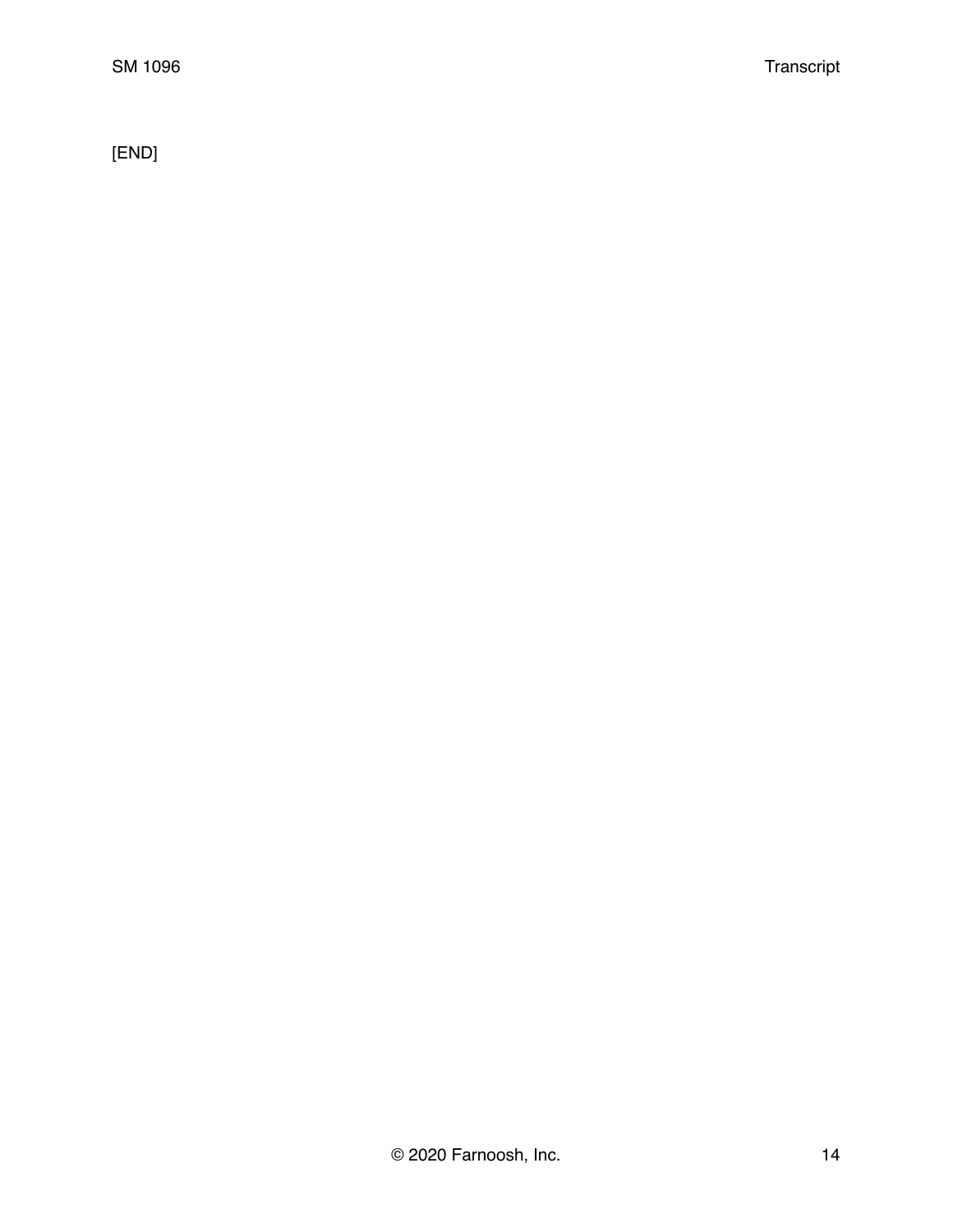[END]